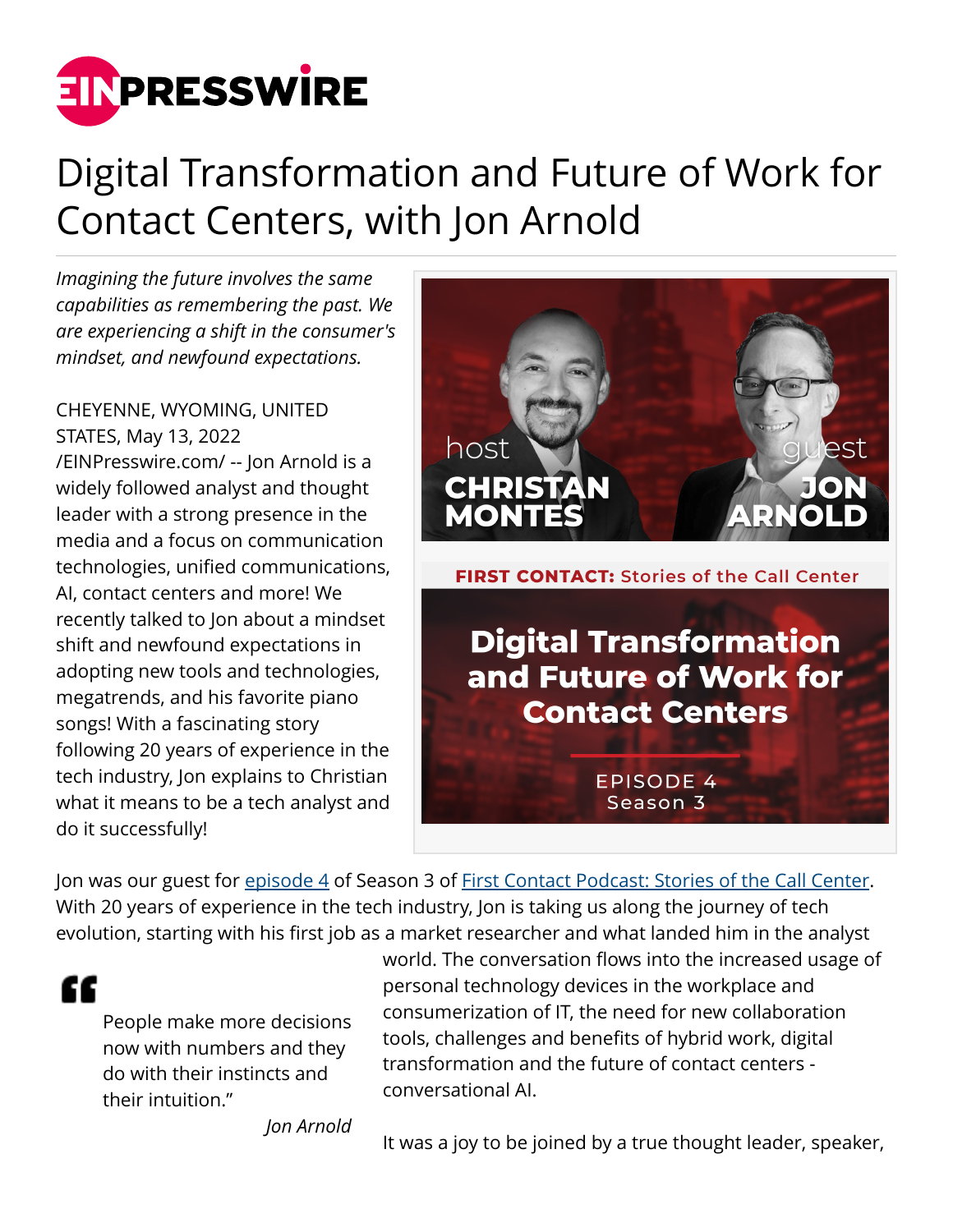# Digital Transformation and Future of Work for Contact Centers, with Jon Arnold

*Imagining the future involves the same capabilities as remembering the past. We are experiencing a shift in the consumer's mindset, and newfound expectations.*

CHEYENNE, WYOMING, UNITED STATES, May 13, 2022 /EINPresswire.com/ -- Jon Arnold is a widely followed analyst and thought leader with a strong presence in the media and a focus on communication technologies, unified communications, AI, contact centers and more! We recently talked to Jon about a mindset shift and newfound expectations in adopting new tools and technologies, megatrends, and his favorite piano songs! With a fascinating story following 20 years of experience in the tech industry, Jon explains to Christian what it means to be a tech analyst and do it successfully!

Jon was our guest for [episode 4] of Season 3 of [First Contact Podcast: Stories of the Call Center]. With 20 years of experience in the tech industry, Jon is taking us along the journey of tech evolution, starting with his first job as a market researcher and what landed him in the analyst world. The conversation flows into the increased usage of personal technology devices in the workplace and consumerization of IT, the need for new collaboration tools, challenges and benefits of hybrid work, digital transformation and the future of contact centers - conversational AI.

> "People make more decisions now with numbers and they do with their instincts and their intuition."
>
> *Jon Arnold*

It was a joy to be joined by a true thought leader, speaker,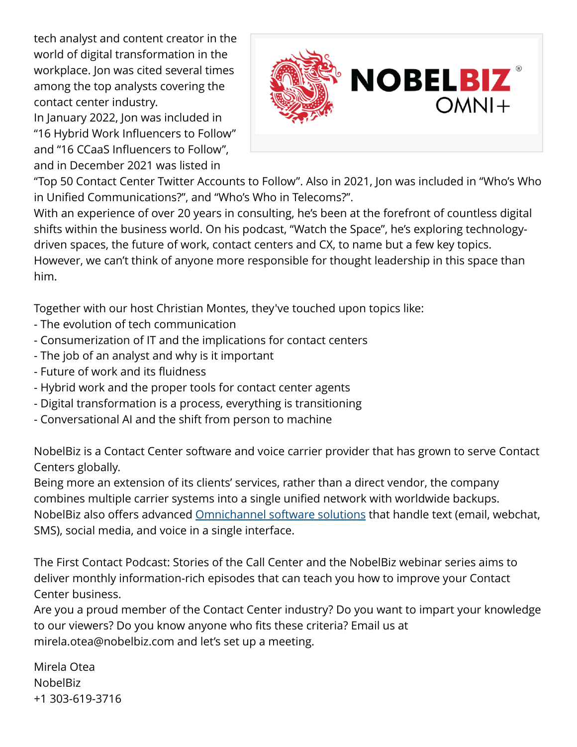tech analyst and content creator in the world of digital transformation in the workplace. Jon was cited several times among the top analysts covering the contact center industry.
In January 2022, Jon was included in "16 Hybrid Work Influencers to Follow" and "16 CCaaS Influencers to Follow", and in December 2021 was listed in "Top 50 Contact Center Twitter Accounts to Follow". Also in 2021, Jon was included in "Who's Who in Unified Communications?", and "Who's Who in Telecoms?".
With an experience of over 20 years in consulting, he's been at the forefront of countless digital shifts within the business world. On his podcast, "Watch the Space", he's exploring technology-driven spaces, the future of work, contact centers and CX, to name but a few key topics. However, we can't think of anyone more responsible for thought leadership in this space than him.

Together with our host Christian Montes, they've touched upon topics like:
- The evolution of tech communication
- Consumerization of IT and the implications for contact centers
- The job of an analyst and why is it important
- Future of work and its fluidness
- Hybrid work and the proper tools for contact center agents
- Digital transformation is a process, everything is transitioning
- Conversational AI and the shift from person to machine

NobelBiz is a Contact Center software and voice carrier provider that has grown to serve Contact Centers globally.
Being more an extension of its clients' services, rather than a direct vendor, the company combines multiple carrier systems into a single unified network with worldwide backups. NobelBiz also offers advanced Omnichannel software solutions that handle text (email, webchat, SMS), social media, and voice in a single interface.

The First Contact Podcast: Stories of the Call Center and the NobelBiz webinar series aims to deliver monthly information-rich episodes that can teach you how to improve your Contact Center business.
Are you a proud member of the Contact Center industry? Do you want to impart your knowledge to our viewers? Do you know anyone who fits these criteria? Email us at mirela.otea@nobelbiz.com and let's set up a meeting.

Mirela Otea
NobelBiz
+1 303-619-3716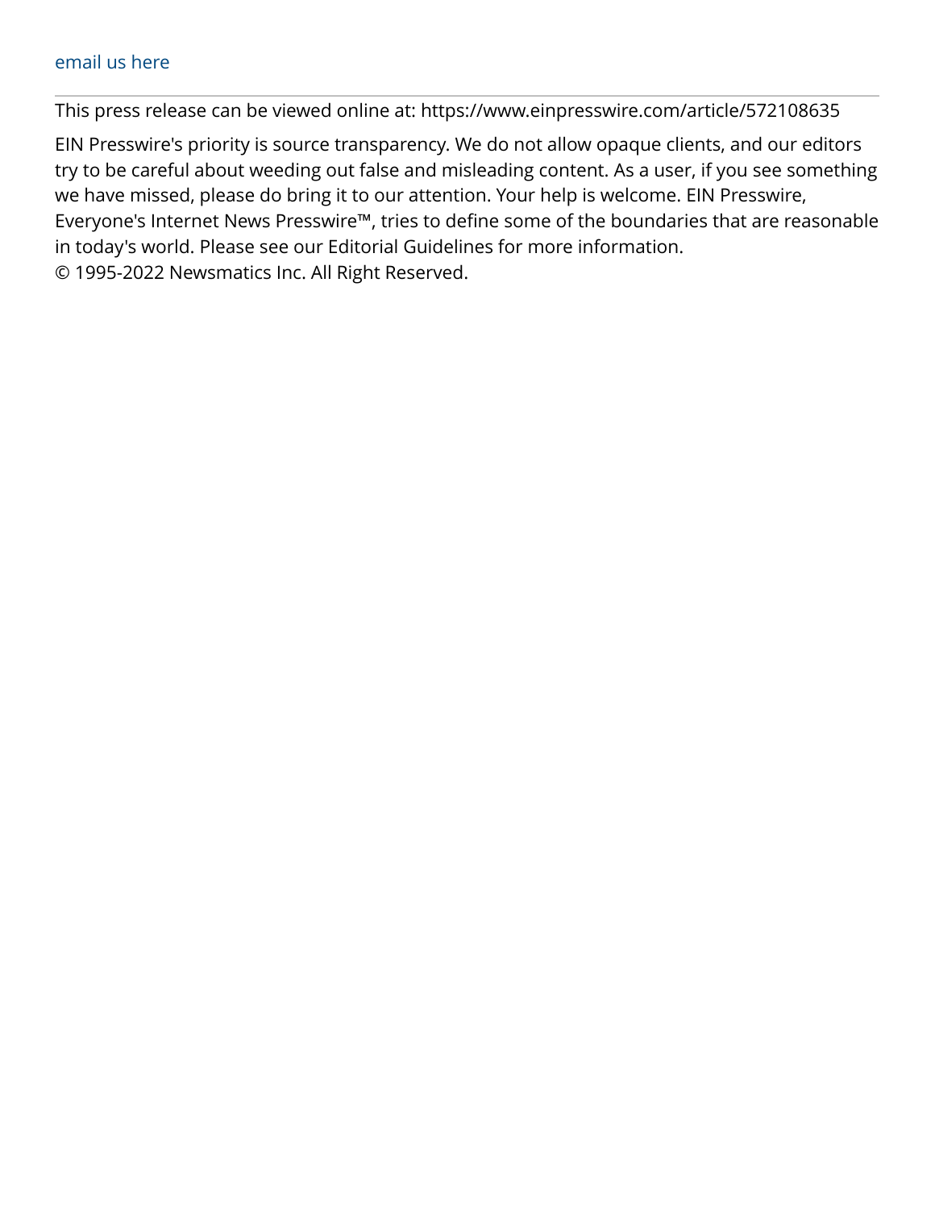email us here

---

This press release can be viewed online at: https://www.einpresswire.com/article/572108635

EIN Presswire's priority is source transparency. We do not allow opaque clients, and our editors try to be careful about weeding out false and misleading content. As a user, if you see something we have missed, please do bring it to our attention. Your help is welcome. EIN Presswire, Everyone's Internet News Presswire™, tries to define some of the boundaries that are reasonable in today's world. Please see our Editorial Guidelines for more information.
© 1995-2022 Newsmatics Inc. All Right Reserved.